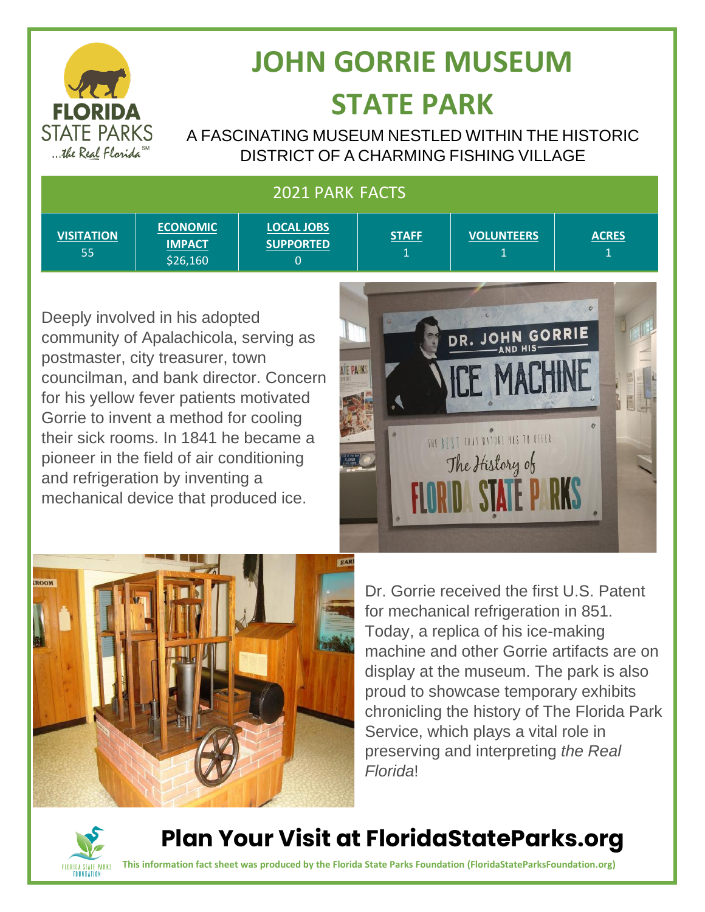# JOHN GORRIE MUSEUM STATE PARK

A FASCINATING MUSEUM NESTLED WITHIN THE HISTORIC DISTRICT OF A CHARMING FISHING VILLAGE

## 2021 PARK FACTS

| VISITATION | ECONOMIC IMPACT | LOCAL JOBS SUPPORTED | STAFF | VOLUNTEERS | ACRES |
|---|---|---|---|---|---|
| 55 | $26,160 | 0 | 1 | 1 | 1 |

Deeply involved in his adopted community of Apalachicola, serving as postmaster, city treasurer, town councilman, and bank director. Concern for his yellow fever patients motivated Gorrie to invent a method for cooling their sick rooms. In 1841 he became a pioneer in the field of air conditioning and refrigeration by inventing a mechanical device that produced ice.

Dr. Gorrie received the first U.S. Patent for mechanical refrigeration in 851. Today, a replica of his ice-making machine and other Gorrie artifacts are on display at the museum. The park is also proud to showcase temporary exhibits chronicling the history of The Florida Park Service, which plays a vital role in preserving and interpreting *the Real Florida*!

## Plan Your Visit at FloridaStateParks.org

**This information fact sheet was produced by the Florida State Parks Foundation (FloridaStateParksFoundation.org)**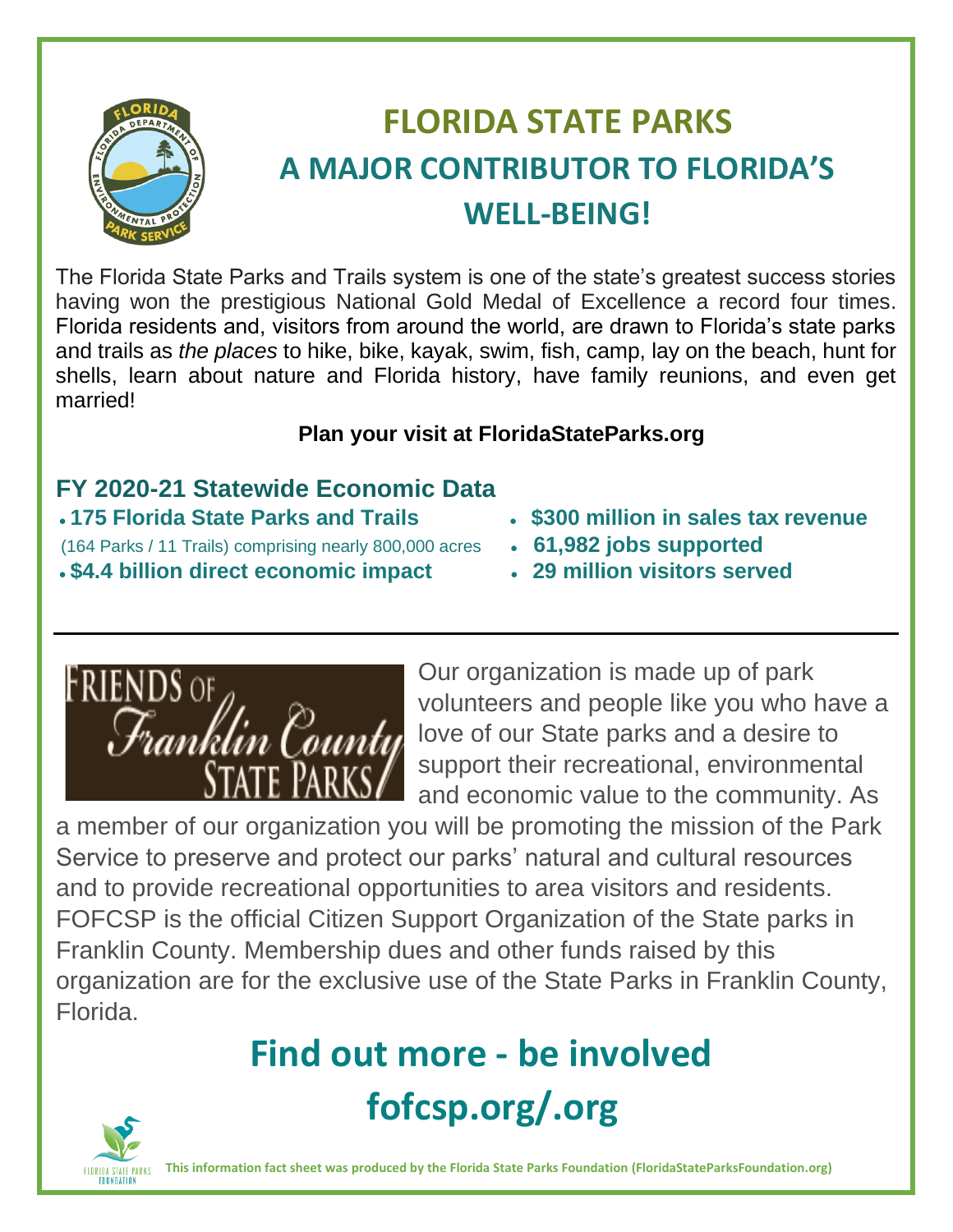# FLORIDA STATE PARKS
## A MAJOR CONTRIBUTOR TO FLORIDA'S WELL-BEING!

The Florida State Parks and Trails system is one of the state's greatest success stories having won the prestigious National Gold Medal of Excellence a record four times. Florida residents and, visitors from around the world, are drawn to Florida's state parks and trails as *the places* to hike, bike, kayak, swim, fish, camp, lay on the beach, hunt for shells, learn about nature and Florida history, have family reunions, and even get married!

**Plan your visit at FloridaStateParks.org**

### FY 2020-21 Statewide Economic Data

- **175 Florida State Parks and Trails**
  (164 Parks / 11 Trails) comprising nearly 800,000 acres
- **$4.4 billion direct economic impact**
- **$300 million in sales tax revenue**
- **61,982 jobs supported**
- **29 million visitors served**

---

FRIENDS OF *Franklin County* STATE PARKS

Our organization is made up of park volunteers and people like you who have a love of our State parks and a desire to support their recreational, environmental and economic value to the community. As a member of our organization you will be promoting the mission of the Park Service to preserve and protect our parks' natural and cultural resources and to provide recreational opportunities to area visitors and residents. FOFCSP is the official Citizen Support Organization of the State parks in Franklin County. Membership dues and other funds raised by this organization are for the exclusive use of the State Parks in Franklin County, Florida.

## Find out more - be involved
## fofcsp.org/.org

**This information fact sheet was produced by the Florida State Parks Foundation (FloridaStateParksFoundation.org)**